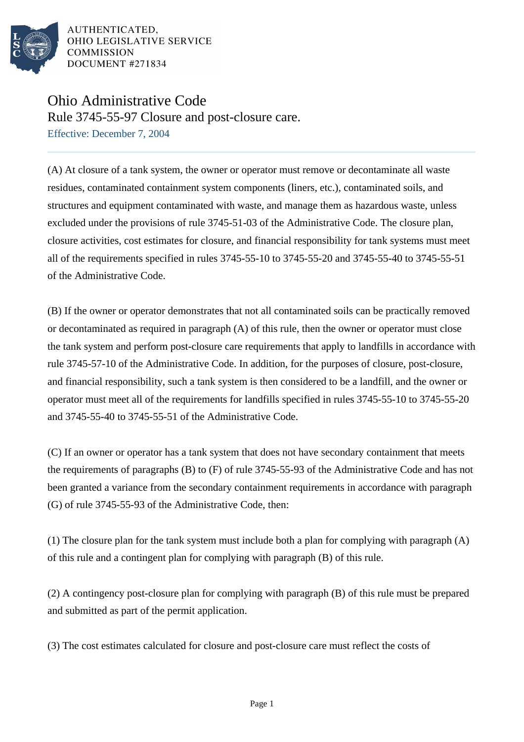AUTHENTICATED,
OHIO LEGISLATIVE SERVICE
COMMISSION
DOCUMENT #271834

# Ohio Administrative Code

## Rule 3745-55-97 Closure and post-closure care.

Effective: December 7, 2004

(A) At closure of a tank system, the owner or operator must remove or decontaminate all waste residues, contaminated containment system components (liners, etc.), contaminated soils, and structures and equipment contaminated with waste, and manage them as hazardous waste, unless excluded under the provisions of rule 3745-51-03 of the Administrative Code. The closure plan, closure activities, cost estimates for closure, and financial responsibility for tank systems must meet all of the requirements specified in rules 3745-55-10 to 3745-55-20 and 3745-55-40 to 3745-55-51 of the Administrative Code.

(B) If the owner or operator demonstrates that not all contaminated soils can be practically removed or decontaminated as required in paragraph (A) of this rule, then the owner or operator must close the tank system and perform post-closure care requirements that apply to landfills in accordance with rule 3745-57-10 of the Administrative Code. In addition, for the purposes of closure, post-closure, and financial responsibility, such a tank system is then considered to be a landfill, and the owner or operator must meet all of the requirements for landfills specified in rules 3745-55-10 to 3745-55-20 and 3745-55-40 to 3745-55-51 of the Administrative Code.

(C) If an owner or operator has a tank system that does not have secondary containment that meets the requirements of paragraphs (B) to (F) of rule 3745-55-93 of the Administrative Code and has not been granted a variance from the secondary containment requirements in accordance with paragraph (G) of rule 3745-55-93 of the Administrative Code, then:

(1) The closure plan for the tank system must include both a plan for complying with paragraph (A) of this rule and a contingent plan for complying with paragraph (B) of this rule.

(2) A contingency post-closure plan for complying with paragraph (B) of this rule must be prepared and submitted as part of the permit application.

(3) The cost estimates calculated for closure and post-closure care must reflect the costs of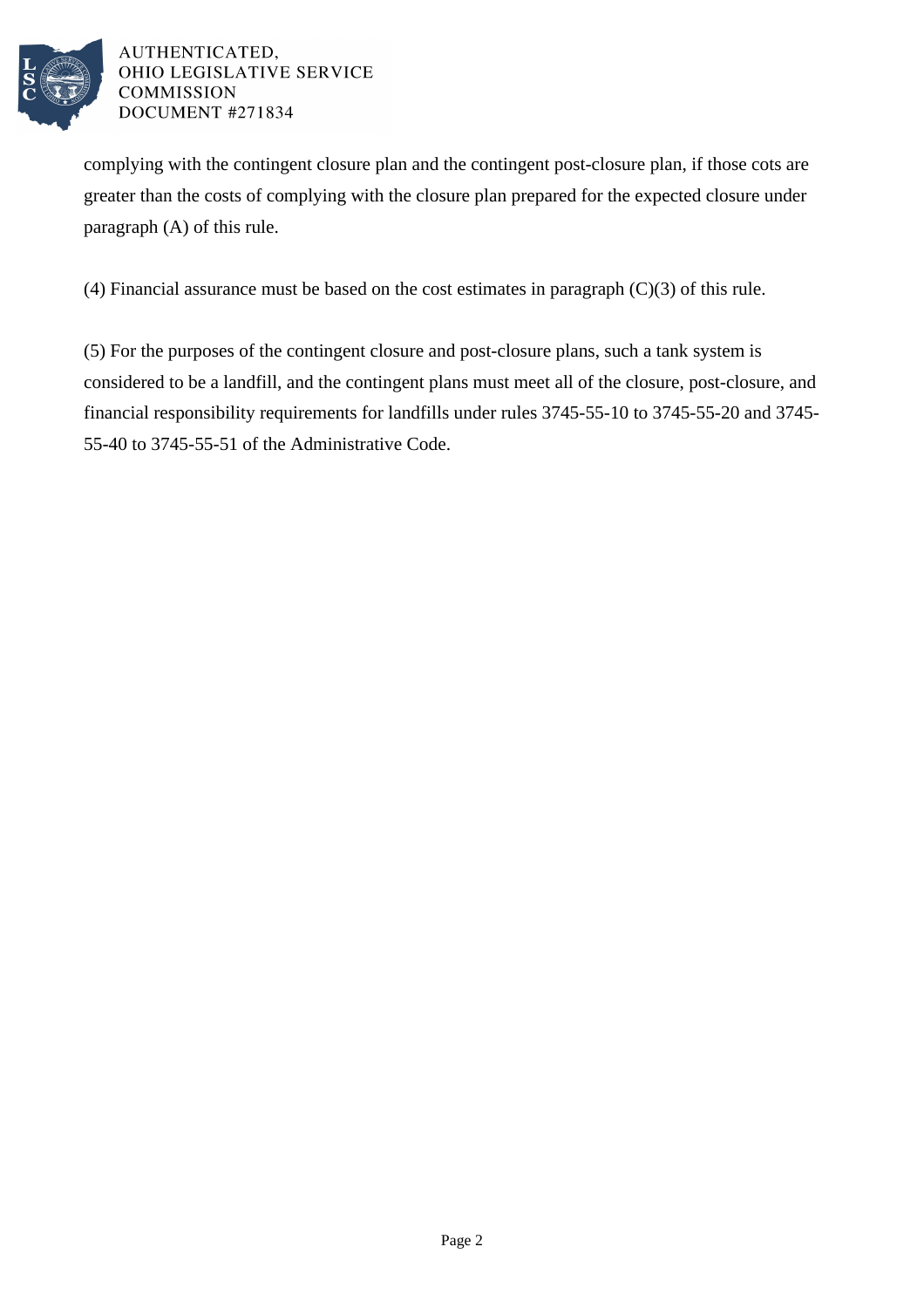complying with the contingent closure plan and the contingent post-closure plan, if those cots are greater than the costs of complying with the closure plan prepared for the expected closure under paragraph (A) of this rule.

(4) Financial assurance must be based on the cost estimates in paragraph (C)(3) of this rule.

(5) For the purposes of the contingent closure and post-closure plans, such a tank system is considered to be a landfill, and the contingent plans must meet all of the closure, post-closure, and financial responsibility requirements for landfills under rules 3745-55-10 to 3745-55-20 and 3745-55-40 to 3745-55-51 of the Administrative Code.